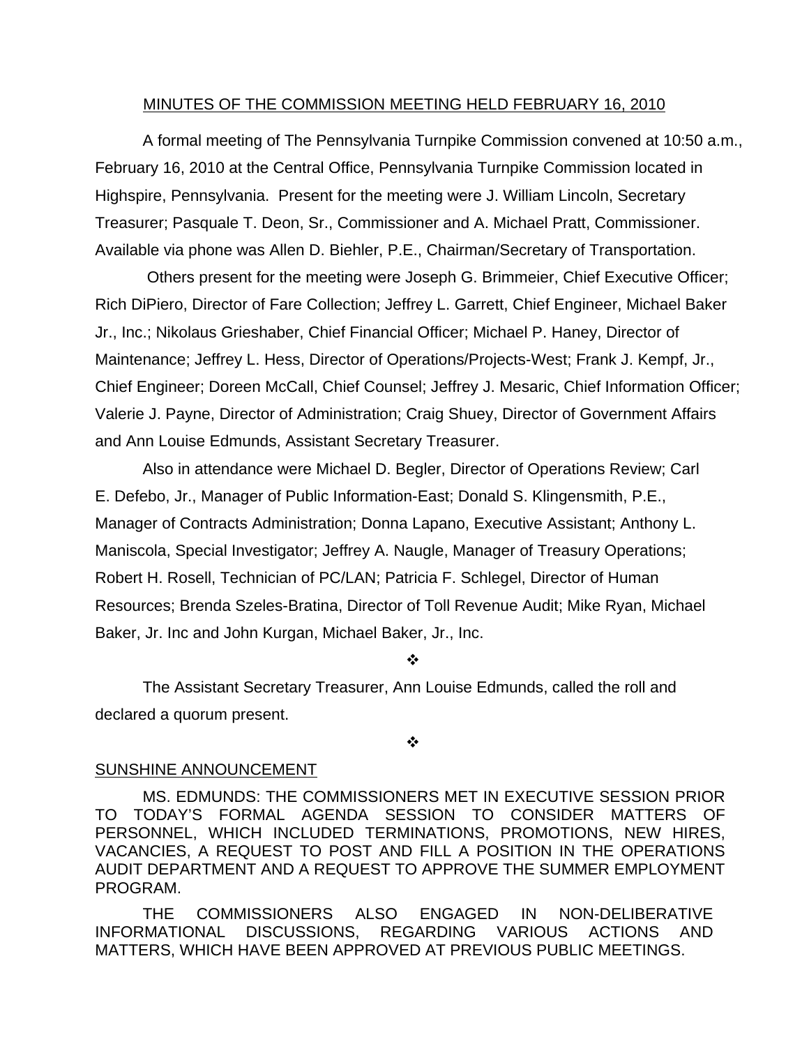MINUTES OF THE COMMISSION MEETING HELD FEBRUARY 16, 2010

A formal meeting of The Pennsylvania Turnpike Commission convened at 10:50 a.m., February 16, 2010 at the Central Office, Pennsylvania Turnpike Commission located in Highspire, Pennsylvania. Present for the meeting were J. William Lincoln, Secretary Treasurer; Pasquale T. Deon, Sr., Commissioner and A. Michael Pratt, Commissioner. Available via phone was Allen D. Biehler, P.E., Chairman/Secretary of Transportation.

Others present for the meeting were Joseph G. Brimmeier, Chief Executive Officer; Rich DiPiero, Director of Fare Collection; Jeffrey L. Garrett, Chief Engineer, Michael Baker Jr., Inc.; Nikolaus Grieshaber, Chief Financial Officer; Michael P. Haney, Director of Maintenance; Jeffrey L. Hess, Director of Operations/Projects-West; Frank J. Kempf, Jr., Chief Engineer; Doreen McCall, Chief Counsel; Jeffrey J. Mesaric, Chief Information Officer; Valerie J. Payne, Director of Administration; Craig Shuey, Director of Government Affairs and Ann Louise Edmunds, Assistant Secretary Treasurer.

Also in attendance were Michael D. Begler, Director of Operations Review; Carl E. Defebo, Jr., Manager of Public Information-East; Donald S. Klingensmith, P.E., Manager of Contracts Administration; Donna Lapano, Executive Assistant; Anthony L. Maniscola, Special Investigator; Jeffrey A. Naugle, Manager of Treasury Operations; Robert H. Rosell, Technician of PC/LAN; Patricia F. Schlegel, Director of Human Resources; Brenda Szeles-Bratina, Director of Toll Revenue Audit; Mike Ryan, Michael Baker, Jr. Inc and John Kurgan, Michael Baker, Jr., Inc.

❖

The Assistant Secretary Treasurer, Ann Louise Edmunds, called the roll and declared a quorum present.

❖

SUNSHINE ANNOUNCEMENT

MS. EDMUNDS: THE COMMISSIONERS MET IN EXECUTIVE SESSION PRIOR TO TODAY'S FORMAL AGENDA SESSION TO CONSIDER MATTERS OF PERSONNEL, WHICH INCLUDED TERMINATIONS, PROMOTIONS, NEW HIRES, VACANCIES, A REQUEST TO POST AND FILL A POSITION IN THE OPERATIONS AUDIT DEPARTMENT AND A REQUEST TO APPROVE THE SUMMER EMPLOYMENT PROGRAM.

THE COMMISSIONERS ALSO ENGAGED IN NON-DELIBERATIVE INFORMATIONAL DISCUSSIONS, REGARDING VARIOUS ACTIONS AND MATTERS, WHICH HAVE BEEN APPROVED AT PREVIOUS PUBLIC MEETINGS.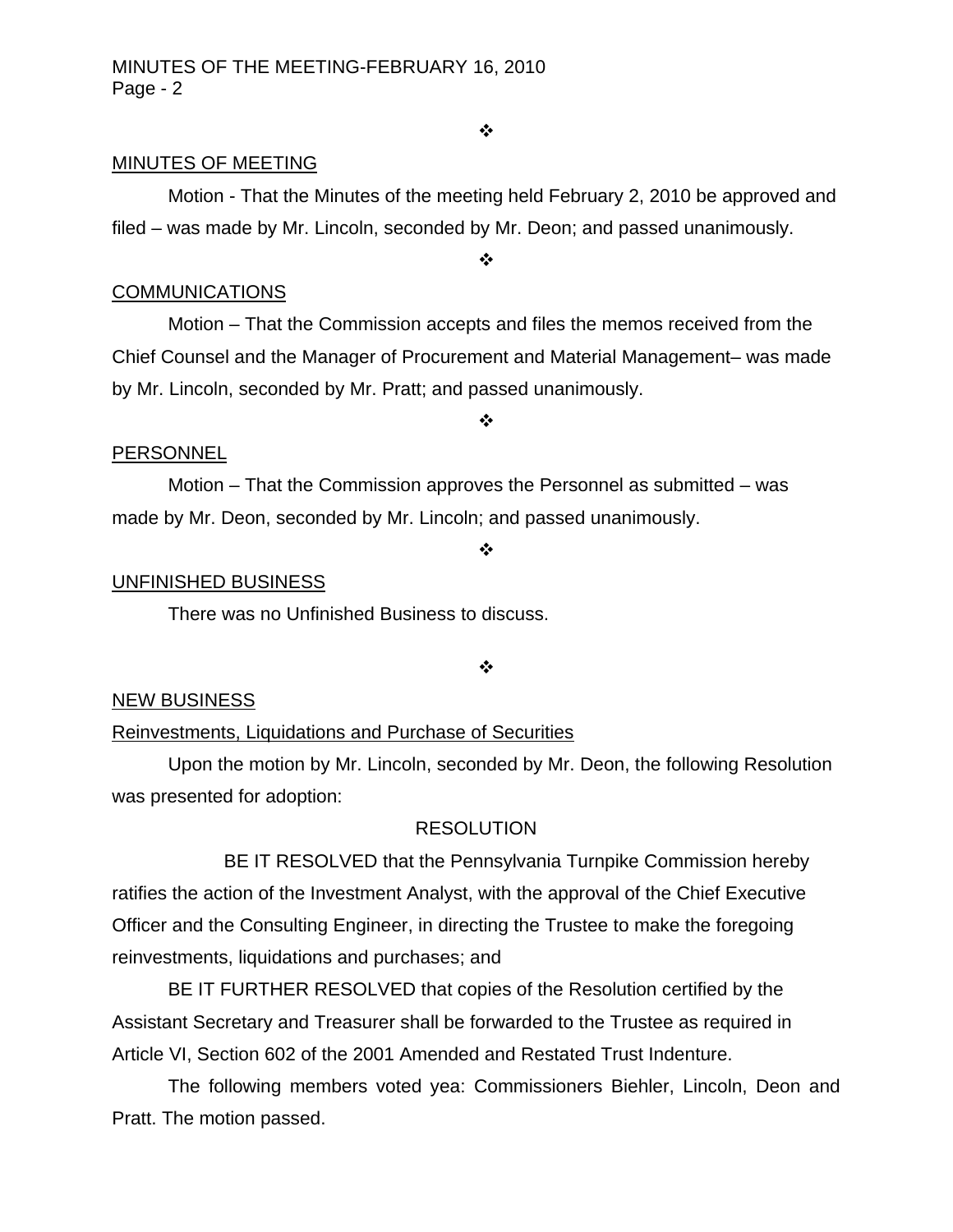❖

MINUTES OF MEETING

Motion - That the Minutes of the meeting held February 2, 2010 be approved and filed – was made by Mr. Lincoln, seconded by Mr. Deon; and passed unanimously.

❖

COMMUNICATIONS

Motion – That the Commission accepts and files the memos received from the Chief Counsel and the Manager of Procurement and Material Management– was made by Mr. Lincoln, seconded by Mr. Pratt; and passed unanimously.

❖

PERSONNEL

Motion – That the Commission approves the Personnel as submitted – was made by Mr. Deon, seconded by Mr. Lincoln; and passed unanimously.

❖

UNFINISHED BUSINESS

There was no Unfinished Business to discuss.

❖

NEW BUSINESS

Reinvestments, Liquidations and Purchase of Securities

Upon the motion by Mr. Lincoln, seconded by Mr. Deon, the following Resolution was presented for adoption:

RESOLUTION

BE IT RESOLVED that the Pennsylvania Turnpike Commission hereby ratifies the action of the Investment Analyst, with the approval of the Chief Executive Officer and the Consulting Engineer, in directing the Trustee to make the foregoing reinvestments, liquidations and purchases; and

BE IT FURTHER RESOLVED that copies of the Resolution certified by the Assistant Secretary and Treasurer shall be forwarded to the Trustee as required in Article VI, Section 602 of the 2001 Amended and Restated Trust Indenture.

The following members voted yea: Commissioners Biehler, Lincoln, Deon and Pratt. The motion passed.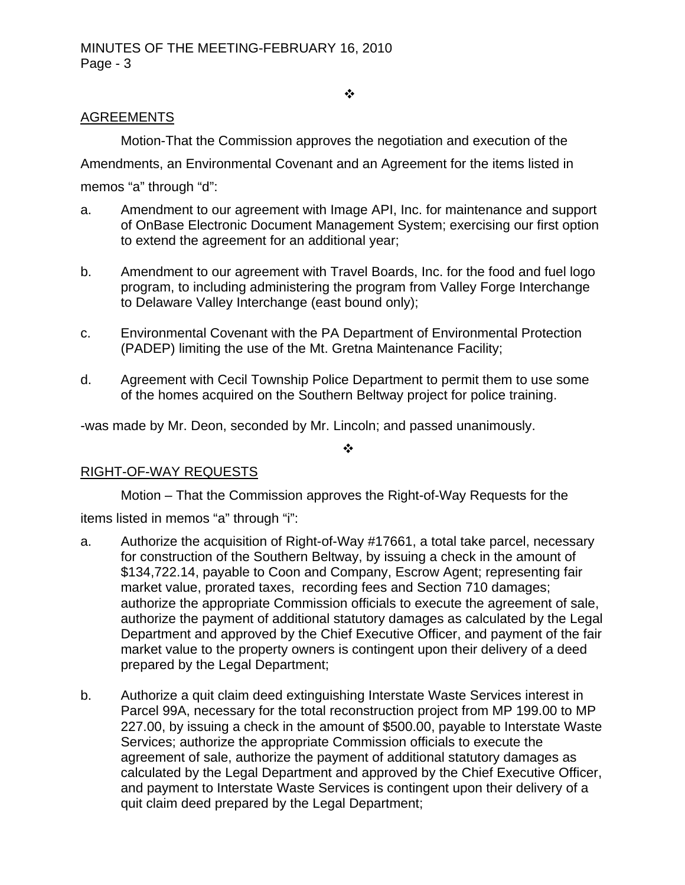❖

## AGREEMENTS

Motion-That the Commission approves the negotiation and execution of the Amendments, an Environmental Covenant and an Agreement for the items listed in memos "a" through "d":

a. Amendment to our agreement with Image API, Inc. for maintenance and support of OnBase Electronic Document Management System; exercising our first option to extend the agreement for an additional year;

b. Amendment to our agreement with Travel Boards, Inc. for the food and fuel logo program, to including administering the program from Valley Forge Interchange to Delaware Valley Interchange (east bound only);

c. Environmental Covenant with the PA Department of Environmental Protection (PADEP) limiting the use of the Mt. Gretna Maintenance Facility;

d. Agreement with Cecil Township Police Department to permit them to use some of the homes acquired on the Southern Beltway project for police training.

-was made by Mr. Deon, seconded by Mr. Lincoln; and passed unanimously.

❖

## RIGHT-OF-WAY REQUESTS

Motion – That the Commission approves the Right-of-Way Requests for the items listed in memos "a" through "i":

a. Authorize the acquisition of Right-of-Way #17661, a total take parcel, necessary for construction of the Southern Beltway, by issuing a check in the amount of $134,722.14, payable to Coon and Company, Escrow Agent; representing fair market value, prorated taxes, recording fees and Section 710 damages; authorize the appropriate Commission officials to execute the agreement of sale, authorize the payment of additional statutory damages as calculated by the Legal Department and approved by the Chief Executive Officer, and payment of the fair market value to the property owners is contingent upon their delivery of a deed prepared by the Legal Department;

b. Authorize a quit claim deed extinguishing Interstate Waste Services interest in Parcel 99A, necessary for the total reconstruction project from MP 199.00 to MP 227.00, by issuing a check in the amount of $500.00, payable to Interstate Waste Services; authorize the appropriate Commission officials to execute the agreement of sale, authorize the payment of additional statutory damages as calculated by the Legal Department and approved by the Chief Executive Officer, and payment to Interstate Waste Services is contingent upon their delivery of a quit claim deed prepared by the Legal Department;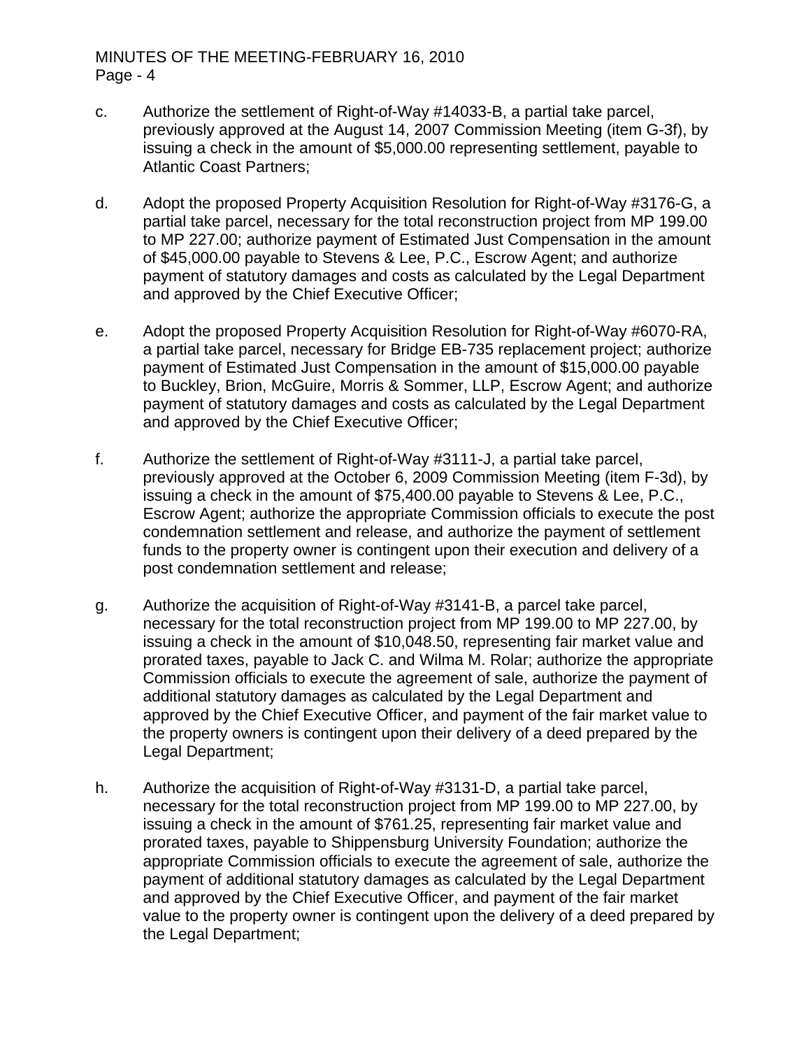c. Authorize the settlement of Right-of-Way #14033-B, a partial take parcel, previously approved at the August 14, 2007 Commission Meeting (item G-3f), by issuing a check in the amount of $5,000.00 representing settlement, payable to Atlantic Coast Partners;

d. Adopt the proposed Property Acquisition Resolution for Right-of-Way #3176-G, a partial take parcel, necessary for the total reconstruction project from MP 199.00 to MP 227.00; authorize payment of Estimated Just Compensation in the amount of $45,000.00 payable to Stevens & Lee, P.C., Escrow Agent; and authorize payment of statutory damages and costs as calculated by the Legal Department and approved by the Chief Executive Officer;

e. Adopt the proposed Property Acquisition Resolution for Right-of-Way #6070-RA, a partial take parcel, necessary for Bridge EB-735 replacement project; authorize payment of Estimated Just Compensation in the amount of $15,000.00 payable to Buckley, Brion, McGuire, Morris & Sommer, LLP, Escrow Agent; and authorize payment of statutory damages and costs as calculated by the Legal Department and approved by the Chief Executive Officer;

f. Authorize the settlement of Right-of-Way #3111-J, a partial take parcel, previously approved at the October 6, 2009 Commission Meeting (item F-3d), by issuing a check in the amount of $75,400.00 payable to Stevens & Lee, P.C., Escrow Agent; authorize the appropriate Commission officials to execute the post condemnation settlement and release, and authorize the payment of settlement funds to the property owner is contingent upon their execution and delivery of a post condemnation settlement and release;

g. Authorize the acquisition of Right-of-Way #3141-B, a parcel take parcel, necessary for the total reconstruction project from MP 199.00 to MP 227.00, by issuing a check in the amount of $10,048.50, representing fair market value and prorated taxes, payable to Jack C. and Wilma M. Rolar; authorize the appropriate Commission officials to execute the agreement of sale, authorize the payment of additional statutory damages as calculated by the Legal Department and approved by the Chief Executive Officer, and payment of the fair market value to the property owners is contingent upon their delivery of a deed prepared by the Legal Department;

h. Authorize the acquisition of Right-of-Way #3131-D, a partial take parcel, necessary for the total reconstruction project from MP 199.00 to MP 227.00, by issuing a check in the amount of $761.25, representing fair market value and prorated taxes, payable to Shippensburg University Foundation; authorize the appropriate Commission officials to execute the agreement of sale, authorize the payment of additional statutory damages as calculated by the Legal Department and approved by the Chief Executive Officer, and payment of the fair market value to the property owner is contingent upon the delivery of a deed prepared by the Legal Department;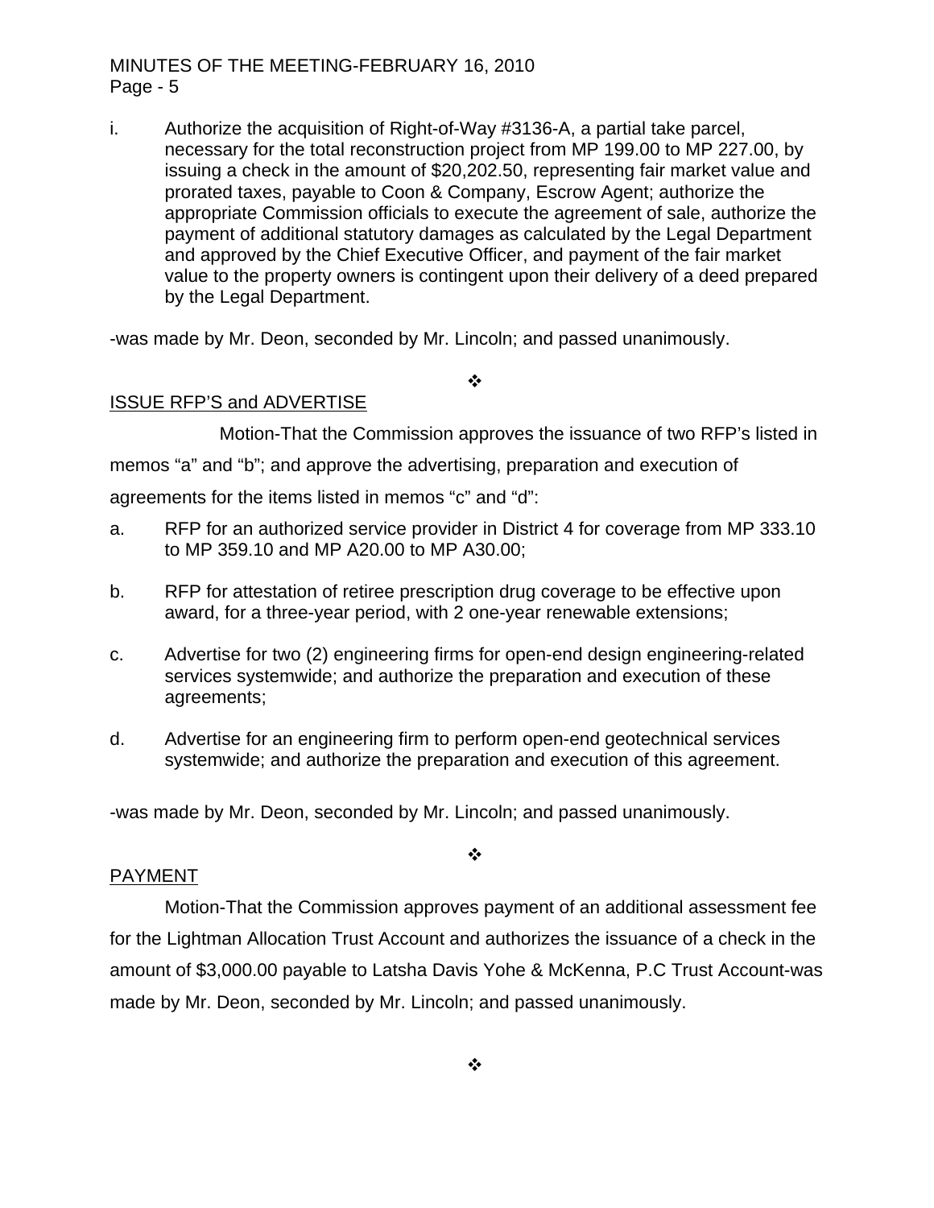i. Authorize the acquisition of Right-of-Way #3136-A, a partial take parcel, necessary for the total reconstruction project from MP 199.00 to MP 227.00, by issuing a check in the amount of $20,202.50, representing fair market value and prorated taxes, payable to Coon & Company, Escrow Agent; authorize the appropriate Commission officials to execute the agreement of sale, authorize the payment of additional statutory damages as calculated by the Legal Department and approved by the Chief Executive Officer, and payment of the fair market value to the property owners is contingent upon their delivery of a deed prepared by the Legal Department.

-was made by Mr. Deon, seconded by Mr. Lincoln; and passed unanimously.

❖

ISSUE RFP'S and ADVERTISE

Motion-That the Commission approves the issuance of two RFP's listed in memos "a" and "b"; and approve the advertising, preparation and execution of agreements for the items listed in memos "c" and "d":

a. RFP for an authorized service provider in District 4 for coverage from MP 333.10 to MP 359.10 and MP A20.00 to MP A30.00;

b. RFP for attestation of retiree prescription drug coverage to be effective upon award, for a three-year period, with 2 one-year renewable extensions;

c. Advertise for two (2) engineering firms for open-end design engineering-related services systemwide; and authorize the preparation and execution of these agreements;

d. Advertise for an engineering firm to perform open-end geotechnical services systemwide; and authorize the preparation and execution of this agreement.

-was made by Mr. Deon, seconded by Mr. Lincoln; and passed unanimously.

❖

PAYMENT

Motion-That the Commission approves payment of an additional assessment fee for the Lightman Allocation Trust Account and authorizes the issuance of a check in the amount of $3,000.00 payable to Latsha Davis Yohe & McKenna, P.C Trust Account-was made by Mr. Deon, seconded by Mr. Lincoln; and passed unanimously.

❖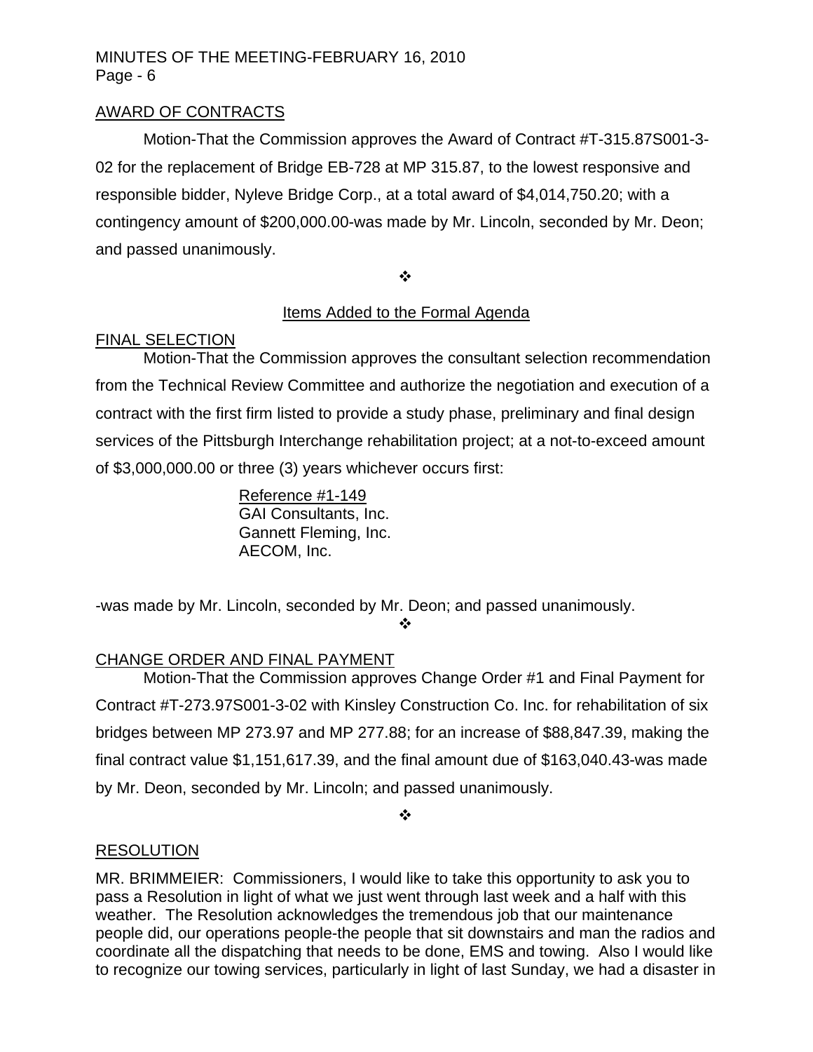## AWARD OF CONTRACTS

Motion-That the Commission approves the Award of Contract #T-315.87S001-3-02 for the replacement of Bridge EB-728 at MP 315.87, to the lowest responsive and responsible bidder, Nyleve Bridge Corp., at a total award of $4,014,750.20; with a contingency amount of $200,000.00-was made by Mr. Lincoln, seconded by Mr. Deon; and passed unanimously.

❖

### Items Added to the Formal Agenda

## FINAL SELECTION

Motion-That the Commission approves the consultant selection recommendation from the Technical Review Committee and authorize the negotiation and execution of a contract with the first firm listed to provide a study phase, preliminary and final design services of the Pittsburgh Interchange rehabilitation project; at a not-to-exceed amount of $3,000,000.00 or three (3) years whichever occurs first:

Reference #1-149
GAI Consultants, Inc.
Gannett Fleming, Inc.
AECOM, Inc.

-was made by Mr. Lincoln, seconded by Mr. Deon; and passed unanimously.

❖

## CHANGE ORDER AND FINAL PAYMENT

Motion-That the Commission approves Change Order #1 and Final Payment for Contract #T-273.97S001-3-02 with Kinsley Construction Co. Inc. for rehabilitation of six bridges between MP 273.97 and MP 277.88; for an increase of $88,847.39, making the final contract value $1,151,617.39, and the final amount due of $163,040.43-was made by Mr. Deon, seconded by Mr. Lincoln; and passed unanimously.

❖

## RESOLUTION

MR. BRIMMEIER: Commissioners, I would like to take this opportunity to ask you to pass a Resolution in light of what we just went through last week and a half with this weather. The Resolution acknowledges the tremendous job that our maintenance people did, our operations people-the people that sit downstairs and man the radios and coordinate all the dispatching that needs to be done, EMS and towing. Also I would like to recognize our towing services, particularly in light of last Sunday, we had a disaster in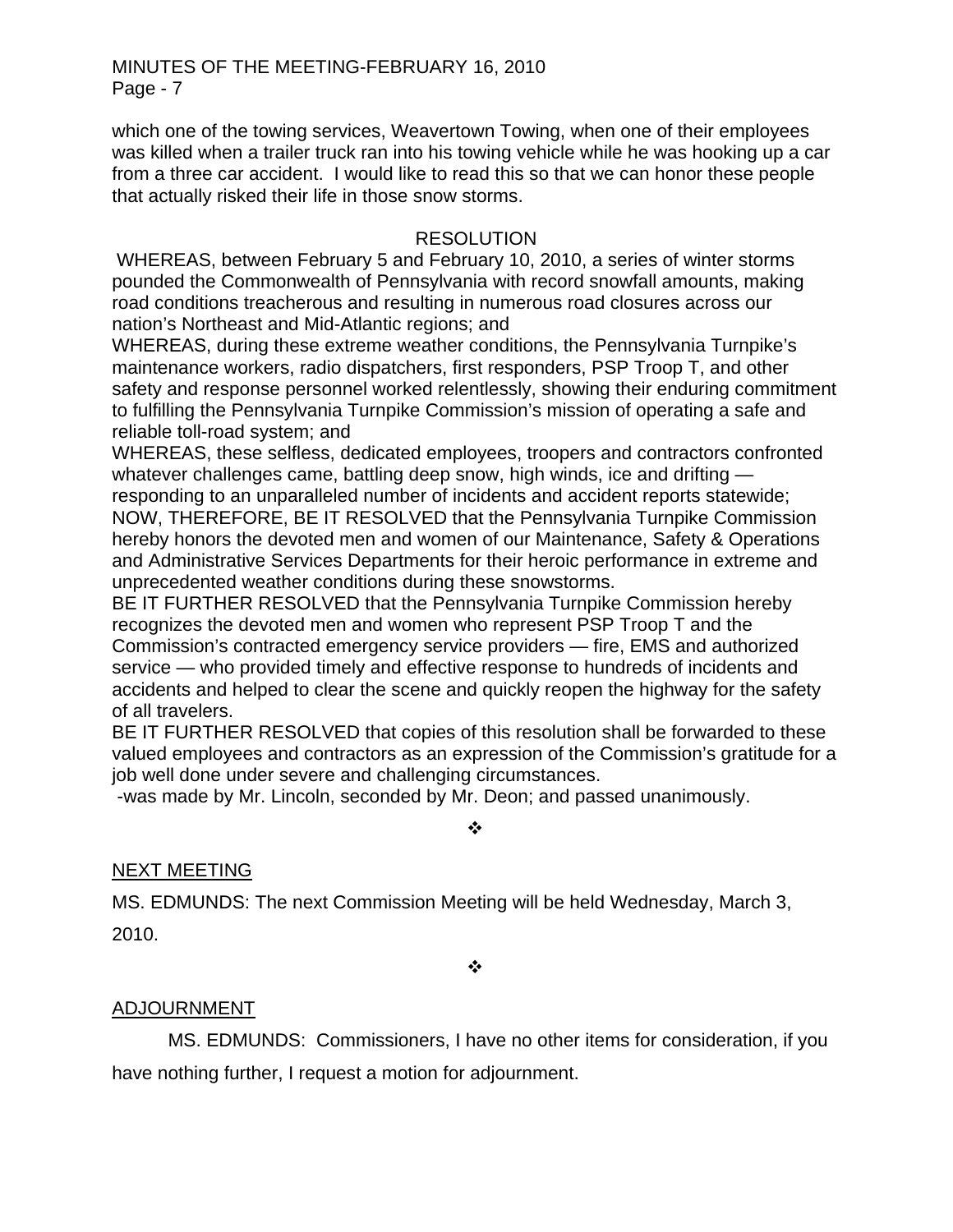which one of the towing services, Weavertown Towing, when one of their employees was killed when a trailer truck ran into his towing vehicle while he was hooking up a car from a three car accident. I would like to read this so that we can honor these people that actually risked their life in those snow storms.

RESOLUTION

WHEREAS, between February 5 and February 10, 2010, a series of winter storms pounded the Commonwealth of Pennsylvania with record snowfall amounts, making road conditions treacherous and resulting in numerous road closures across our nation's Northeast and Mid-Atlantic regions; and

WHEREAS, during these extreme weather conditions, the Pennsylvania Turnpike's maintenance workers, radio dispatchers, first responders, PSP Troop T, and other safety and response personnel worked relentlessly, showing their enduring commitment to fulfilling the Pennsylvania Turnpike Commission's mission of operating a safe and reliable toll-road system; and

WHEREAS, these selfless, dedicated employees, troopers and contractors confronted whatever challenges came, battling deep snow, high winds, ice and drifting — responding to an unparalleled number of incidents and accident reports statewide;

NOW, THEREFORE, BE IT RESOLVED that the Pennsylvania Turnpike Commission hereby honors the devoted men and women of our Maintenance, Safety & Operations and Administrative Services Departments for their heroic performance in extreme and unprecedented weather conditions during these snowstorms.

BE IT FURTHER RESOLVED that the Pennsylvania Turnpike Commission hereby recognizes the devoted men and women who represent PSP Troop T and the Commission's contracted emergency service providers — fire, EMS and authorized service — who provided timely and effective response to hundreds of incidents and accidents and helped to clear the scene and quickly reopen the highway for the safety of all travelers.

BE IT FURTHER RESOLVED that copies of this resolution shall be forwarded to these valued employees and contractors as an expression of the Commission's gratitude for a job well done under severe and challenging circumstances.

-was made by Mr. Lincoln, seconded by Mr. Deon; and passed unanimously.

❖

NEXT MEETING

MS. EDMUNDS: The next Commission Meeting will be held Wednesday, March 3, 2010.

❖

ADJOURNMENT

MS. EDMUNDS: Commissioners, I have no other items for consideration, if you have nothing further, I request a motion for adjournment.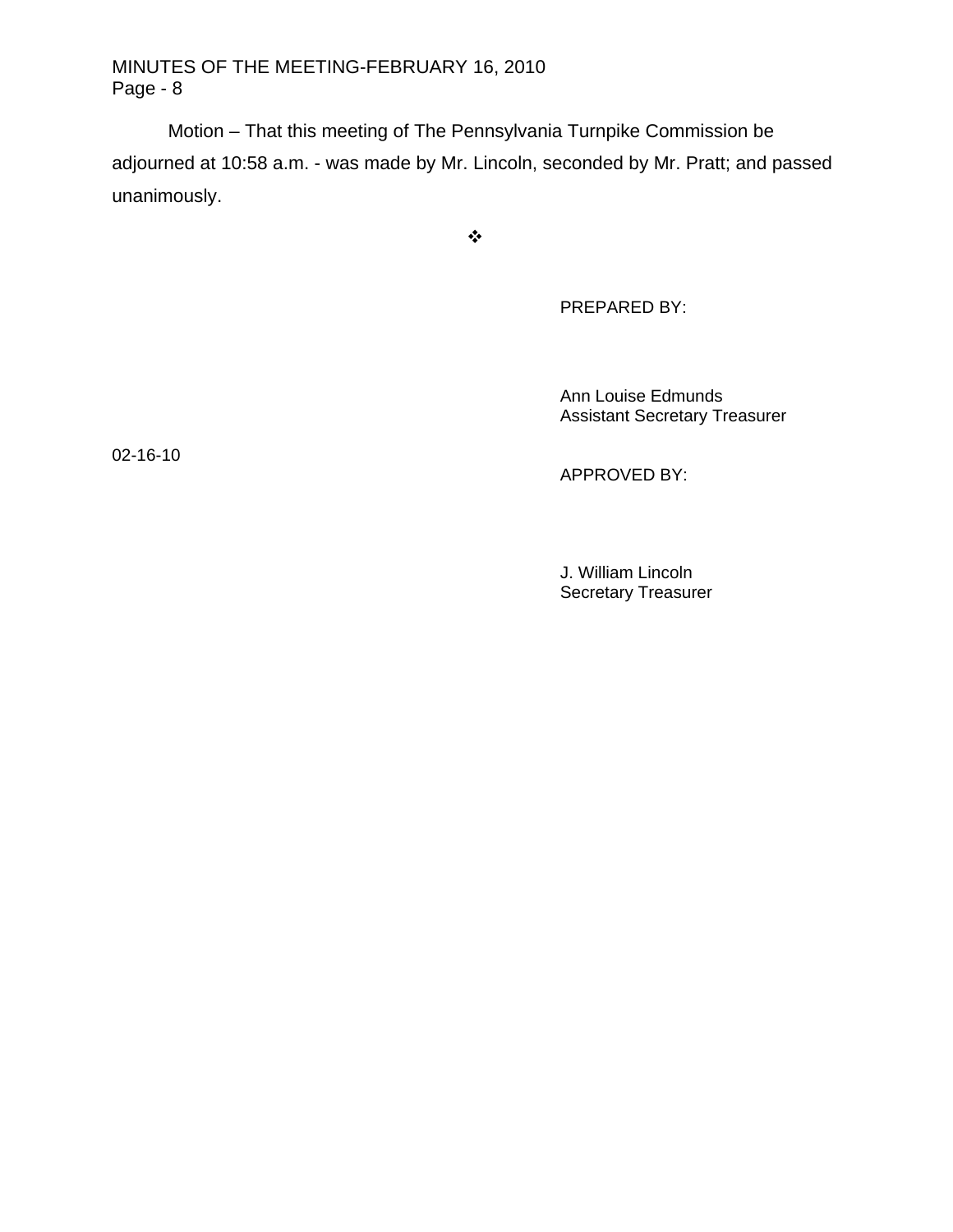Motion – That this meeting of The Pennsylvania Turnpike Commission be adjourned at 10:58 a.m. - was made by Mr. Lincoln, seconded by Mr. Pratt; and passed unanimously.

❖

PREPARED BY:

Ann Louise Edmunds
Assistant Secretary Treasurer

02-16-10

APPROVED BY:

J. William Lincoln
Secretary Treasurer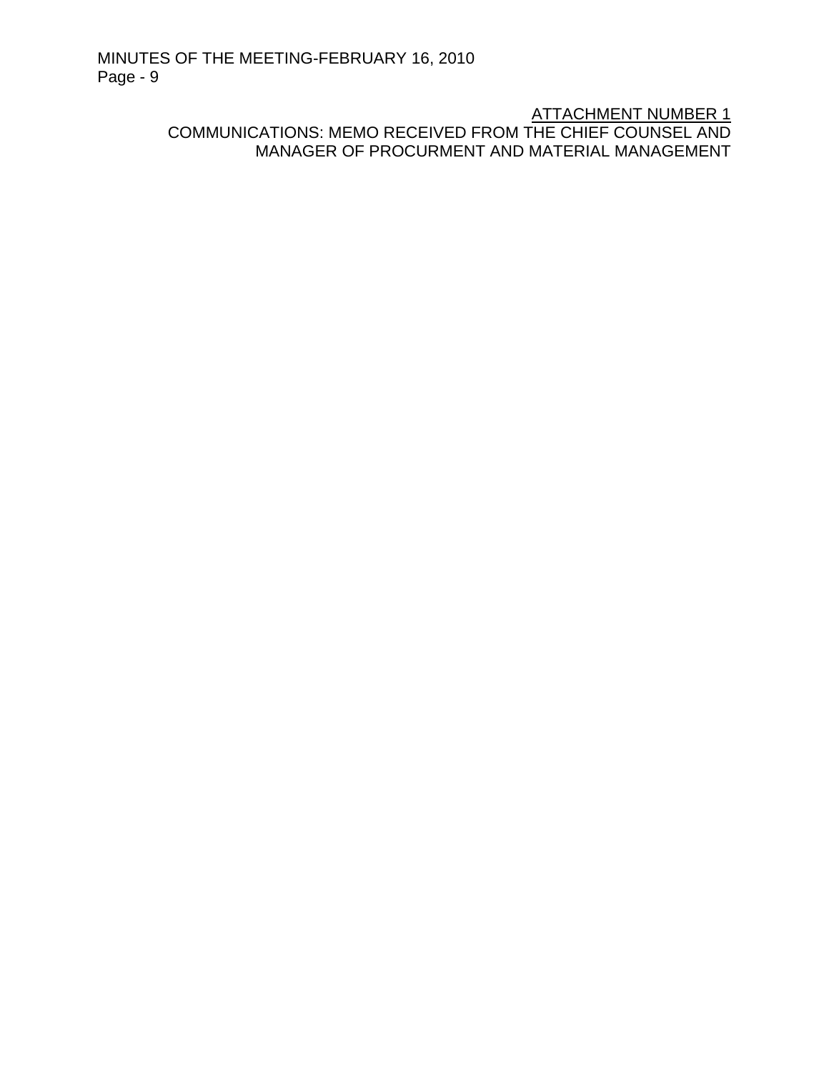<u>ATTACHMENT NUMBER 1</u>

COMMUNICATIONS: MEMO RECEIVED FROM THE CHIEF COUNSEL AND MANAGER OF PROCURMENT AND MATERIAL MANAGEMENT